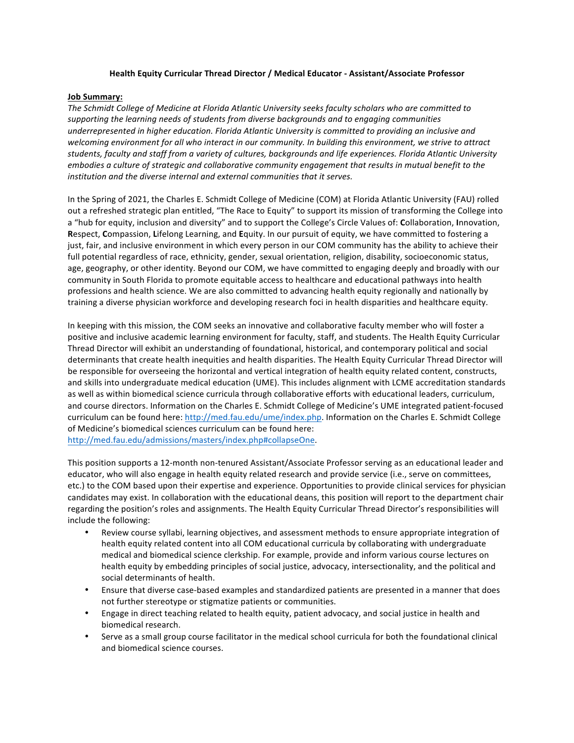**Health Equity Curricular Thread Director / Medical Educator - Assistant/Associate Professor**

**Job Summary:**

*The Schmidt College of Medicine at Florida Atlantic University seeks faculty scholars who are committed to supporting the learning needs of students from diverse backgrounds and to engaging communities underrepresented in higher education. Florida Atlantic University is committed to providing an inclusive and welcoming environment for all who interact in our community. In building this environment, we strive to attract students, faculty and staff from a variety of cultures, backgrounds and life experiences. Florida Atlantic University embodies a culture of strategic and collaborative community engagement that results in mutual benefit to the institution and the diverse internal and external communities that it serves.*

In the Spring of 2021, the Charles E. Schmidt College of Medicine (COM) at Florida Atlantic University (FAU) rolled out a refreshed strategic plan entitled, "The Race to Equity" to support its mission of transforming the College into a "hub for equity, inclusion and diversity" and to support the College's Circle Values of: **C**ollaboration, **I**nnovation, **R**espect, **C**ompassion, **L**ifelong Learning, and **E**quity. In our pursuit of equity, we have committed to fostering a just, fair, and inclusive environment in which every person in our COM community has the ability to achieve their full potential regardless of race, ethnicity, gender, sexual orientation, religion, disability, socioeconomic status, age, geography, or other identity. Beyond our COM, we have committed to engaging deeply and broadly with our community in South Florida to promote equitable access to healthcare and educational pathways into health professions and health science. We are also committed to advancing health equity regionally and nationally by training a diverse physician workforce and developing research foci in health disparities and healthcare equity.

In keeping with this mission, the COM seeks an innovative and collaborative faculty member who will foster a positive and inclusive academic learning environment for faculty, staff, and students. The Health Equity Curricular Thread Director will exhibit an understanding of foundational, historical, and contemporary political and social determinants that create health inequities and health disparities. The Health Equity Curricular Thread Director will be responsible for overseeing the horizontal and vertical integration of health equity related content, constructs, and skills into undergraduate medical education (UME). This includes alignment with LCME accreditation standards as well as within biomedical science curricula through collaborative efforts with educational leaders, curriculum, and course directors. Information on the Charles E. Schmidt College of Medicine's UME integrated patient-focused curriculum can be found here: http://med.fau.edu/ume/index.php. Information on the Charles E. Schmidt College of Medicine's biomedical sciences curriculum can be found here: http://med.fau.edu/admissions/masters/index.php#collapseOne.

This position supports a 12-month non-tenured Assistant/Associate Professor serving as an educational leader and educator, who will also engage in health equity related research and provide service (i.e., serve on committees, etc.) to the COM based upon their expertise and experience. Opportunities to provide clinical services for physician candidates may exist. In collaboration with the educational deans, this position will report to the department chair regarding the position's roles and assignments. The Health Equity Curricular Thread Director's responsibilities will include the following:

- Review course syllabi, learning objectives, and assessment methods to ensure appropriate integration of health equity related content into all COM educational curricula by collaborating with undergraduate medical and biomedical science clerkship. For example, provide and inform various course lectures on health equity by embedding principles of social justice, advocacy, intersectionality, and the political and social determinants of health.
- Ensure that diverse case-based examples and standardized patients are presented in a manner that does not further stereotype or stigmatize patients or communities.
- Engage in direct teaching related to health equity, patient advocacy, and social justice in health and biomedical research.
- Serve as a small group course facilitator in the medical school curricula for both the foundational clinical and biomedical science courses.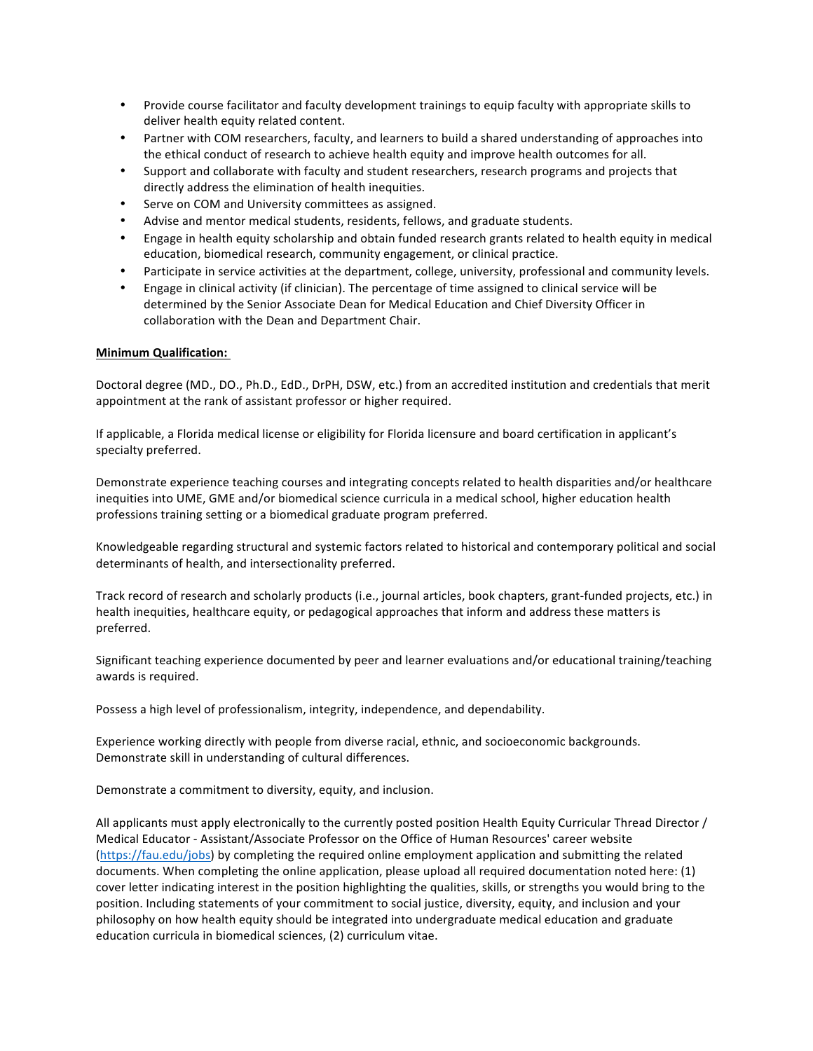- Provide course facilitator and faculty development trainings to equip faculty with appropriate skills to deliver health equity related content.
- Partner with COM researchers, faculty, and learners to build a shared understanding of approaches into the ethical conduct of research to achieve health equity and improve health outcomes for all.
- Support and collaborate with faculty and student researchers, research programs and projects that directly address the elimination of health inequities.
- Serve on COM and University committees as assigned.
- Advise and mentor medical students, residents, fellows, and graduate students.
- Engage in health equity scholarship and obtain funded research grants related to health equity in medical education, biomedical research, community engagement, or clinical practice.
- Participate in service activities at the department, college, university, professional and community levels.
- Engage in clinical activity (if clinician). The percentage of time assigned to clinical service will be determined by the Senior Associate Dean for Medical Education and Chief Diversity Officer in collaboration with the Dean and Department Chair.

**Minimum Qualification:**

Doctoral degree (MD., DO., Ph.D., EdD., DrPH, DSW, etc.) from an accredited institution and credentials that merit appointment at the rank of assistant professor or higher required.

If applicable, a Florida medical license or eligibility for Florida licensure and board certification in applicant's specialty preferred.

Demonstrate experience teaching courses and integrating concepts related to health disparities and/or healthcare inequities into UME, GME and/or biomedical science curricula in a medical school, higher education health professions training setting or a biomedical graduate program preferred.

Knowledgeable regarding structural and systemic factors related to historical and contemporary political and social determinants of health, and intersectionality preferred.

Track record of research and scholarly products (i.e., journal articles, book chapters, grant-funded projects, etc.) in health inequities, healthcare equity, or pedagogical approaches that inform and address these matters is preferred.

Significant teaching experience documented by peer and learner evaluations and/or educational training/teaching awards is required.

Possess a high level of professionalism, integrity, independence, and dependability.

Experience working directly with people from diverse racial, ethnic, and socioeconomic backgrounds. Demonstrate skill in understanding of cultural differences.

Demonstrate a commitment to diversity, equity, and inclusion.

All applicants must apply electronically to the currently posted position Health Equity Curricular Thread Director / Medical Educator - Assistant/Associate Professor on the Office of Human Resources' career website (https://fau.edu/jobs) by completing the required online employment application and submitting the related documents. When completing the online application, please upload all required documentation noted here: (1) cover letter indicating interest in the position highlighting the qualities, skills, or strengths you would bring to the position. Including statements of your commitment to social justice, diversity, equity, and inclusion and your philosophy on how health equity should be integrated into undergraduate medical education and graduate education curricula in biomedical sciences, (2) curriculum vitae.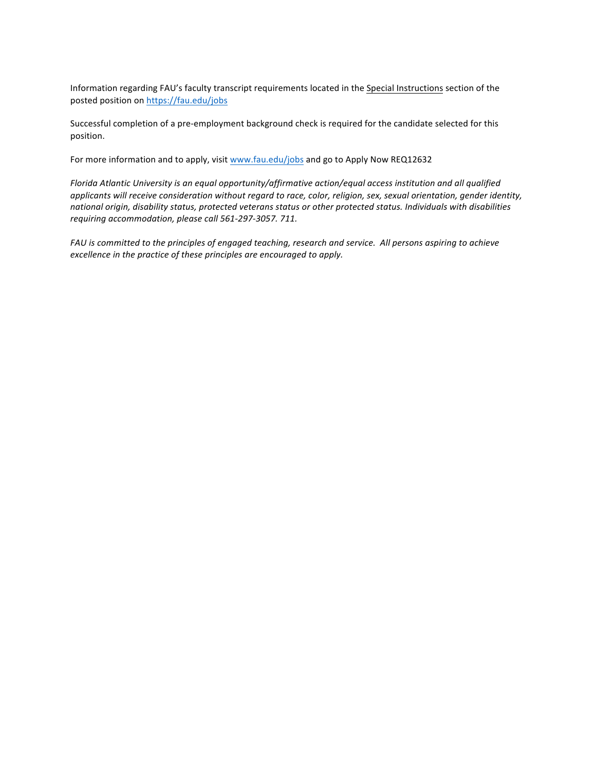Information regarding FAU's faculty transcript requirements located in the Special Instructions section of the posted position on https://fau.edu/jobs

Successful completion of a pre-employment background check is required for the candidate selected for this position.

For more information and to apply, visit www.fau.edu/jobs and go to Apply Now REQ12632

*Florida Atlantic University is an equal opportunity/affirmative action/equal access institution and all qualified applicants will receive consideration without regard to race, color, religion, sex, sexual orientation, gender identity, national origin, disability status, protected veterans status or other protected status. Individuals with disabilities requiring accommodation, please call 561-297-3057. 711.*

*FAU is committed to the principles of engaged teaching, research and service. All persons aspiring to achieve excellence in the practice of these principles are encouraged to apply.*